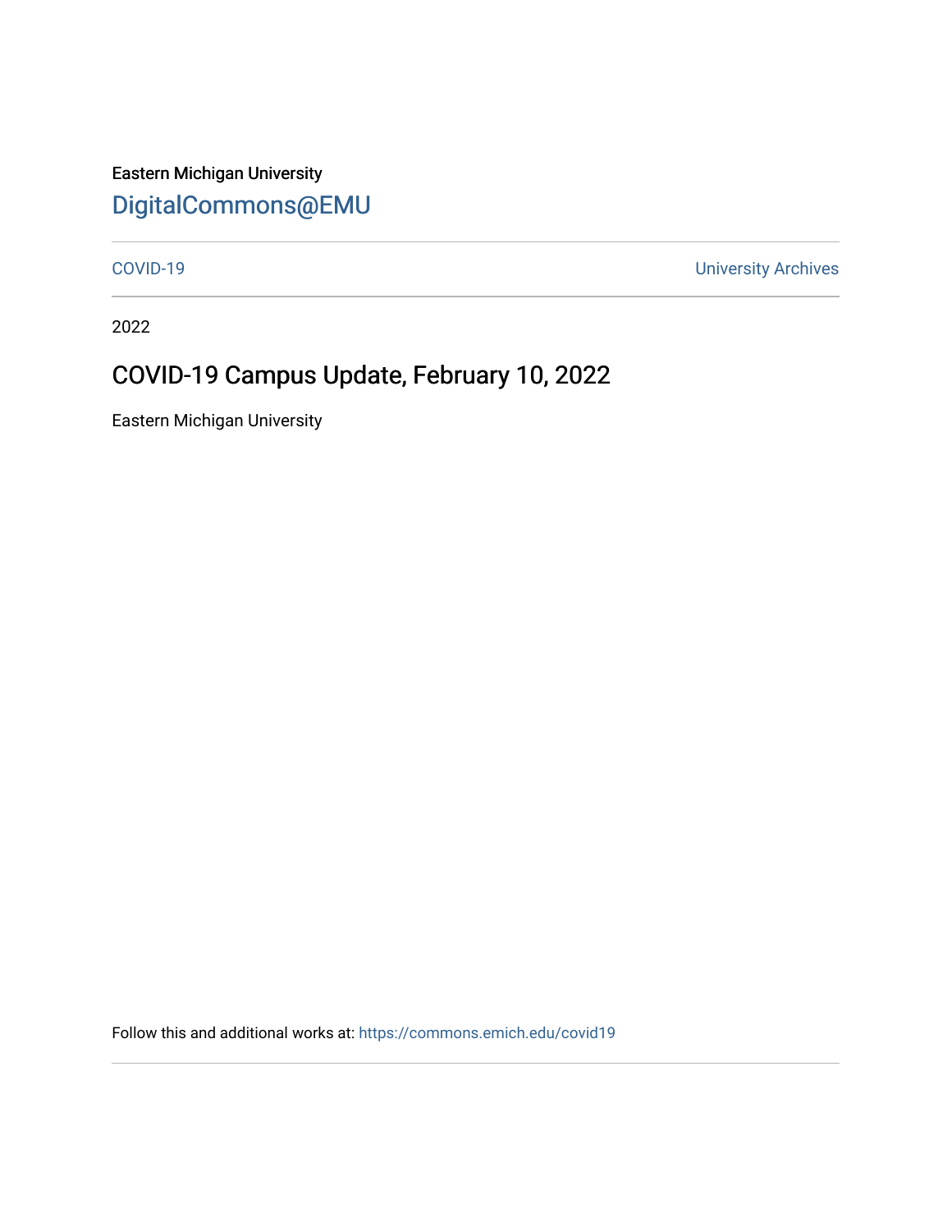Eastern Michigan University

DigitalCommons@EMU

COVID-19 | University Archives

2022

# COVID-19 Campus Update, February 10, 2022

Eastern Michigan University

Follow this and additional works at: https://commons.emich.edu/covid19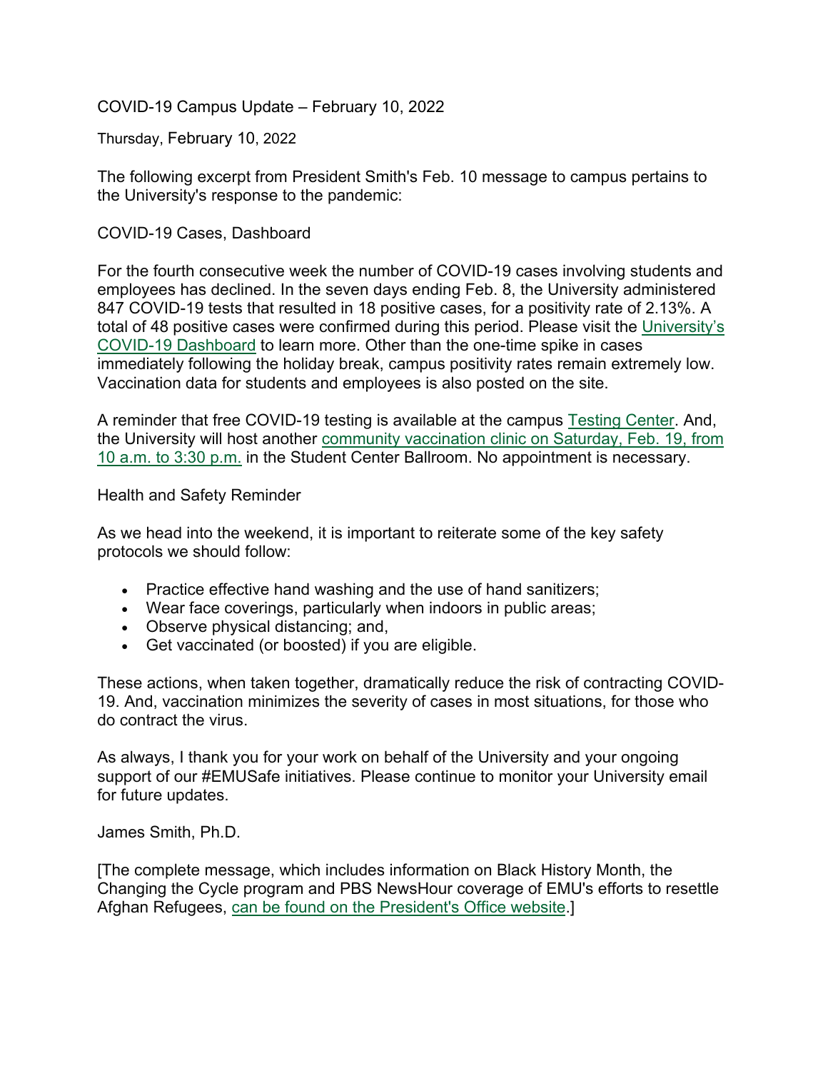COVID-19 Campus Update – February 10, 2022

Thursday, February 10, 2022

The following excerpt from President Smith's Feb. 10 message to campus pertains to the University's response to the pandemic:

COVID-19 Cases, Dashboard

For the fourth consecutive week the number of COVID-19 cases involving students and employees has declined. In the seven days ending Feb. 8, the University administered 847 COVID-19 tests that resulted in 18 positive cases, for a positivity rate of 2.13%. A total of 48 positive cases were confirmed during this period. Please visit the University's COVID-19 Dashboard to learn more. Other than the one-time spike in cases immediately following the holiday break, campus positivity rates remain extremely low. Vaccination data for students and employees is also posted on the site.

A reminder that free COVID-19 testing is available at the campus Testing Center. And, the University will host another community vaccination clinic on Saturday, Feb. 19, from 10 a.m. to 3:30 p.m. in the Student Center Ballroom. No appointment is necessary.

Health and Safety Reminder

As we head into the weekend, it is important to reiterate some of the key safety protocols we should follow:

- Practice effective hand washing and the use of hand sanitizers;
- Wear face coverings, particularly when indoors in public areas;
- Observe physical distancing; and,
- Get vaccinated (or boosted) if you are eligible.

These actions, when taken together, dramatically reduce the risk of contracting COVID-19. And, vaccination minimizes the severity of cases in most situations, for those who do contract the virus.

As always, I thank you for your work on behalf of the University and your ongoing support of our #EMUSafe initiatives. Please continue to monitor your University email for future updates.

James Smith, Ph.D.

[The complete message, which includes information on Black History Month, the Changing the Cycle program and PBS NewsHour coverage of EMU's efforts to resettle Afghan Refugees, can be found on the President's Office website.]